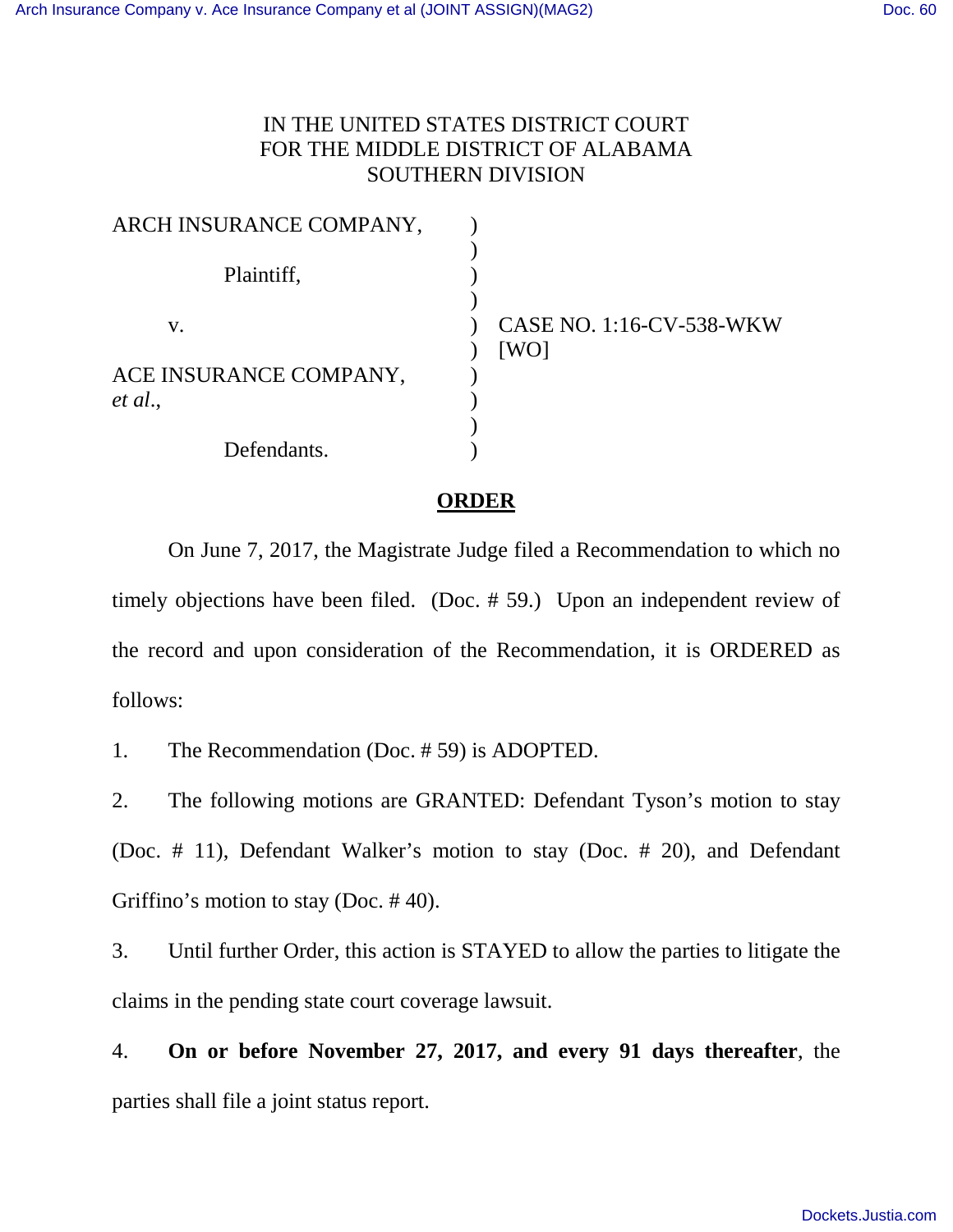IN THE UNITED STATES DISTRICT COURT
FOR THE MIDDLE DISTRICT OF ALABAMA
SOUTHERN DIVISION

ARCH INSURANCE COMPANY,

Plaintiff,

v.

ACE INSURANCE COMPANY, *et al.*,

Defendants.

CASE NO. 1:16-CV-538-WKW [WO]

**ORDER**

On June 7, 2017, the Magistrate Judge filed a Recommendation to which no timely objections have been filed. (Doc. # 59.) Upon an independent review of the record and upon consideration of the Recommendation, it is ORDERED as follows:

1. The Recommendation (Doc. # 59) is ADOPTED.

2. The following motions are GRANTED: Defendant Tyson's motion to stay (Doc. # 11), Defendant Walker's motion to stay (Doc. # 20), and Defendant Griffino's motion to stay (Doc. # 40).

3. Until further Order, this action is STAYED to allow the parties to litigate the claims in the pending state court coverage lawsuit.

4. **On or before November 27, 2017, and every 91 days thereafter**, the parties shall file a joint status report.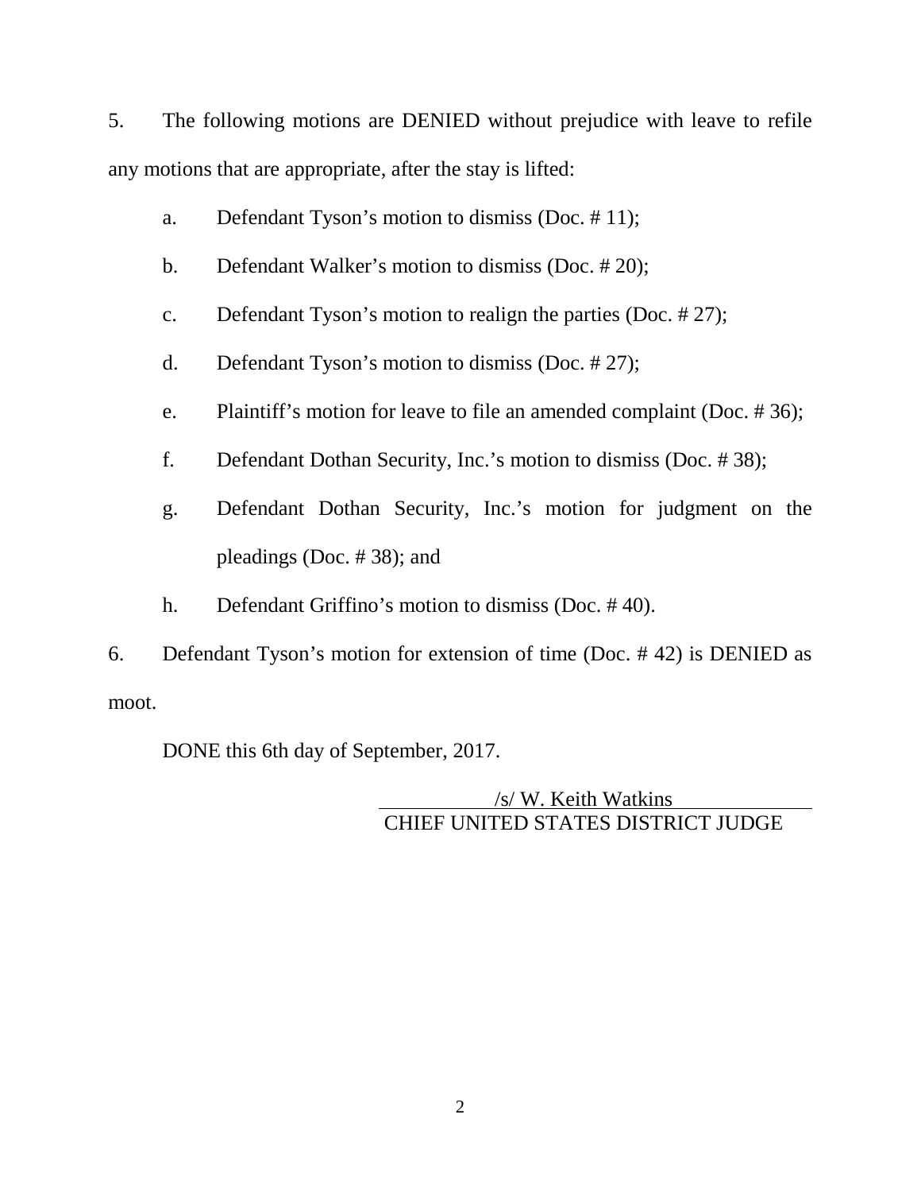5. The following motions are DENIED without prejudice with leave to refile any motions that are appropriate, after the stay is lifted:

   a. Defendant Tyson's motion to dismiss (Doc. # 11);

   b. Defendant Walker's motion to dismiss (Doc. # 20);

   c. Defendant Tyson's motion to realign the parties (Doc. # 27);

   d. Defendant Tyson's motion to dismiss (Doc. # 27);

   e. Plaintiff's motion for leave to file an amended complaint (Doc. # 36);

   f. Defendant Dothan Security, Inc.'s motion to dismiss (Doc. # 38);

   g. Defendant Dothan Security, Inc.'s motion for judgment on the pleadings (Doc. # 38); and

   h. Defendant Griffino's motion to dismiss (Doc. # 40).

6. Defendant Tyson's motion for extension of time (Doc. # 42) is DENIED as moot.

DONE this 6th day of September, 2017.

/s/ W. Keith Watkins
CHIEF UNITED STATES DISTRICT JUDGE